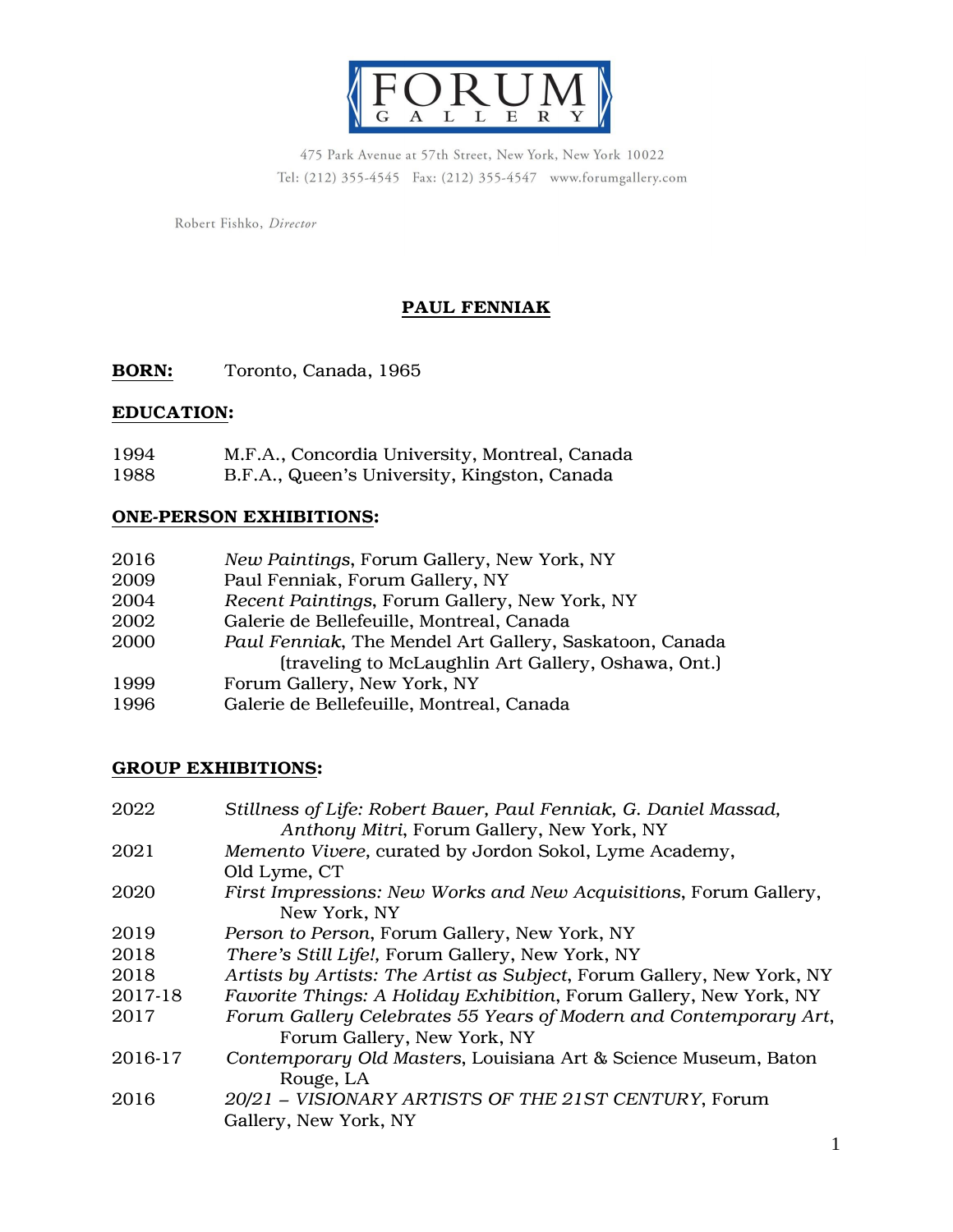FORUM GALLERY

475 Park Avenue at 57th Street, New York, New York 10022
Tel: (212) 355-4545 Fax: (212) 355-4547 www.forumgallery.com

Robert Fishko, *Director*

# PAUL FENNIAK

**BORN:** Toronto, Canada, 1965

## EDUCATION:

1994 M.F.A., Concordia University, Montreal, Canada
1988 B.F.A., Queen's University, Kingston, Canada

## ONE-PERSON EXHIBITIONS:

2016 *New Paintings*, Forum Gallery, New York, NY
2009 Paul Fenniak, Forum Gallery, NY
2004 *Recent Paintings*, Forum Gallery, New York, NY
2002 Galerie de Bellefeuille, Montreal, Canada
2000 *Paul Fenniak*, The Mendel Art Gallery, Saskatoon, Canada (traveling to McLaughlin Art Gallery, Oshawa, Ont.)
1999 Forum Gallery, New York, NY
1996 Galerie de Bellefeuille, Montreal, Canada

## GROUP EXHIBITIONS:

2022 *Stillness of Life: Robert Bauer, Paul Fenniak, G. Daniel Massad, Anthony Mitri*, Forum Gallery, New York, NY
2021 *Memento Vivere*, curated by Jordon Sokol, Lyme Academy, Old Lyme, CT
2020 *First Impressions: New Works and New Acquisitions*, Forum Gallery, New York, NY
2019 *Person to Person*, Forum Gallery, New York, NY
2018 *There's Still Life!*, Forum Gallery, New York, NY
2018 *Artists by Artists: The Artist as Subject*, Forum Gallery, New York, NY
2017-18 *Favorite Things: A Holiday Exhibition*, Forum Gallery, New York, NY
2017 *Forum Gallery Celebrates 55 Years of Modern and Contemporary Art*, Forum Gallery, New York, NY
2016-17 *Contemporary Old Masters*, Louisiana Art & Science Museum, Baton Rouge, LA
2016 *20/21 – VISIONARY ARTISTS OF THE 21ST CENTURY*, Forum Gallery, New York, NY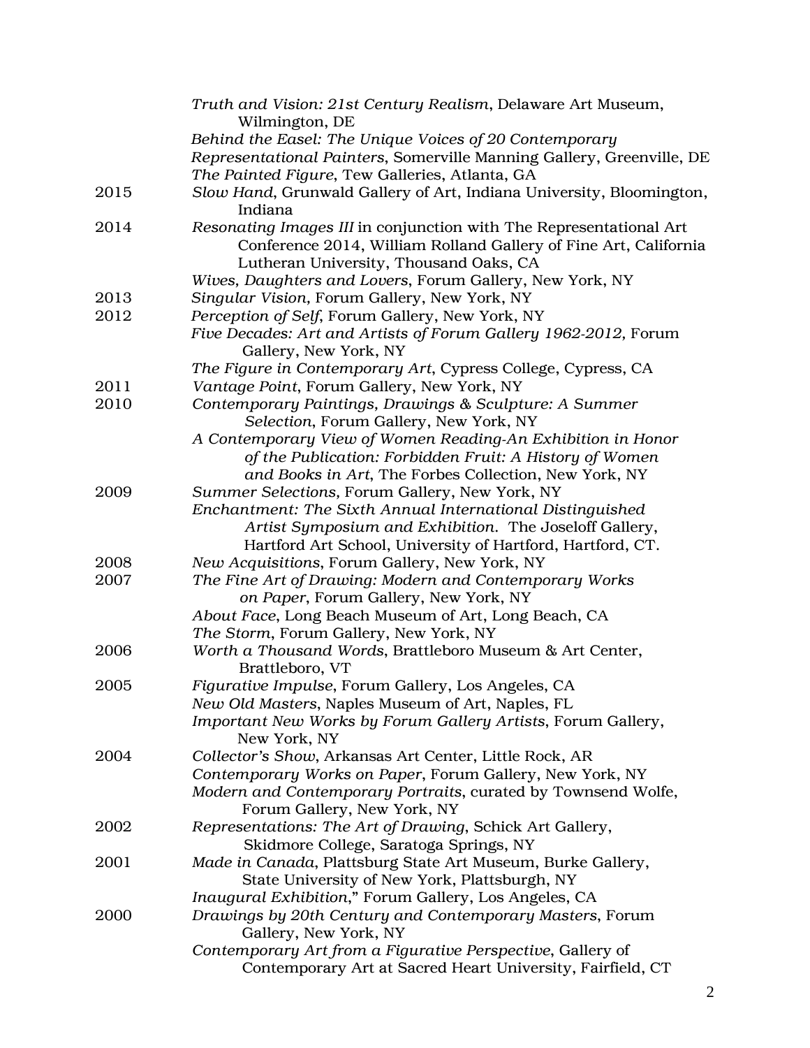*Truth and Vision: 21st Century Realism*, Delaware Art Museum, Wilmington, DE

*Behind the Easel: The Unique Voices of 20 Contemporary Representational Painters*, Somerville Manning Gallery, Greenville, DE

*The Painted Figure*, Tew Galleries, Atlanta, GA

2015 *Slow Hand*, Grunwald Gallery of Art, Indiana University, Bloomington, Indiana

2014 *Resonating Images III* in conjunction with The Representational Art Conference 2014, William Rolland Gallery of Fine Art, California Lutheran University, Thousand Oaks, CA

*Wives, Daughters and Lovers*, Forum Gallery, New York, NY

2013 *Singular Vision,* Forum Gallery, New York, NY

2012 *Perception of Self*, Forum Gallery, New York, NY

*Five Decades: Art and Artists of Forum Gallery 1962-2012,* Forum Gallery, New York, NY

*The Figure in Contemporary Art*, Cypress College, Cypress, CA

2011 *Vantage Point*, Forum Gallery, New York, NY

2010 *Contemporary Paintings, Drawings & Sculpture: A Summer Selection*, Forum Gallery, New York, NY

*A Contemporary View of Women Reading-An Exhibition in Honor of the Publication: Forbidden Fruit: A History of Women and Books in Art*, The Forbes Collection, New York, NY

2009 *Summer Selections,* Forum Gallery, New York, NY

*Enchantment: The Sixth Annual International Distinguished Artist Symposium and Exhibition*. The Joseloff Gallery, Hartford Art School, University of Hartford, Hartford, CT.

2008 *New Acquisitions*, Forum Gallery, New York, NY

2007 *The Fine Art of Drawing: Modern and Contemporary Works on Paper*, Forum Gallery, New York, NY

*About Face*, Long Beach Museum of Art, Long Beach, CA

*The Storm*, Forum Gallery, New York, NY

2006 *Worth a Thousand Words*, Brattleboro Museum & Art Center, Brattleboro, VT

2005 *Figurative Impulse*, Forum Gallery, Los Angeles, CA

*New Old Masters*, Naples Museum of Art, Naples, FL

*Important New Works by Forum Gallery Artists*, Forum Gallery, New York, NY

2004 *Collector's Show*, Arkansas Art Center, Little Rock, AR

*Contemporary Works on Paper*, Forum Gallery, New York, NY

*Modern and Contemporary Portraits*, curated by Townsend Wolfe, Forum Gallery, New York, NY

2002 *Representations: The Art of Drawing*, Schick Art Gallery, Skidmore College, Saratoga Springs, NY

2001 *Made in Canada*, Plattsburg State Art Museum, Burke Gallery, State University of New York, Plattsburgh, NY

*Inaugural Exhibition*," Forum Gallery, Los Angeles, CA

2000 *Drawings by 20th Century and Contemporary Masters*, Forum Gallery, New York, NY

*Contemporary Art from a Figurative Perspective*, Gallery of Contemporary Art at Sacred Heart University, Fairfield, CT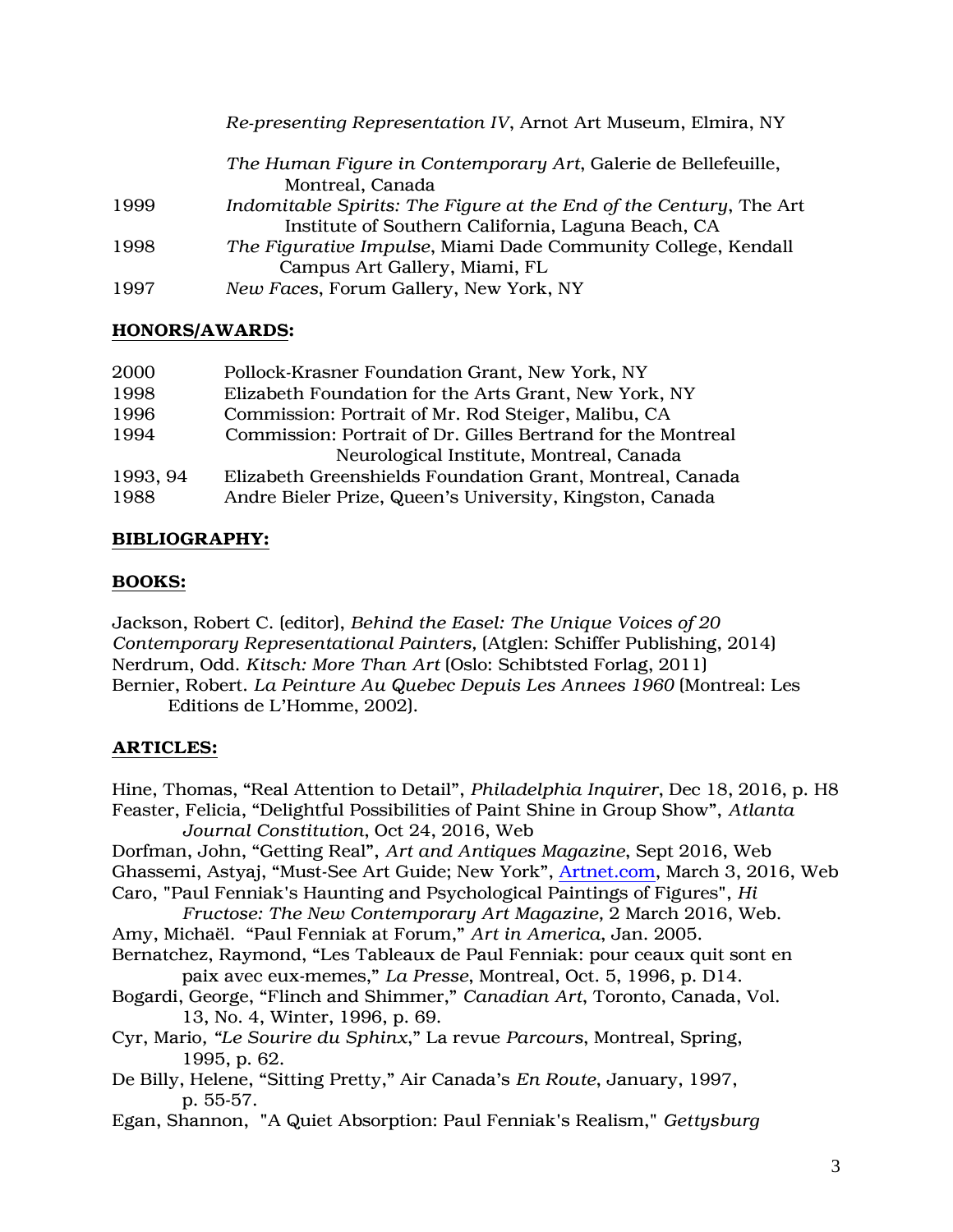| | |
|---|---|
| | *Re-presenting Representation IV*, Arnot Art Museum, Elmira, NY |
| | *The Human Figure in Contemporary Art*, Galerie de Bellefeuille, Montreal, Canada |
| 1999 | *Indomitable Spirits: The Figure at the End of the Century*, The Art Institute of Southern California, Laguna Beach, CA |
| 1998 | *The Figurative Impulse*, Miami Dade Community College, Kendall Campus Art Gallery, Miami, FL |
| 1997 | *New Faces*, Forum Gallery, New York, NY |

**HONORS/AWARDS:**

| | |
|---|---|
| 2000 | Pollock-Krasner Foundation Grant, New York, NY |
| 1998 | Elizabeth Foundation for the Arts Grant, New York, NY |
| 1996 | Commission: Portrait of Mr. Rod Steiger, Malibu, CA |
| 1994 | Commission: Portrait of Dr. Gilles Bertrand for the Montreal Neurological Institute, Montreal, Canada |
| 1993, 94 | Elizabeth Greenshields Foundation Grant, Montreal, Canada |
| 1988 | Andre Bieler Prize, Queen's University, Kingston, Canada |

**BIBLIOGRAPHY:**

**BOOKS:**

Jackson, Robert C. (editor), *Behind the Easel: The Unique Voices of 20 Contemporary Representational Painters*, (Atglen: Schiffer Publishing, 2014)
Nerdrum, Odd. *Kitsch: More Than Art* (Oslo: Schibtsted Forlag, 2011)
Bernier, Robert. *La Peinture Au Quebec Depuis Les Annees 1960* (Montreal: Les Editions de L'Homme, 2002).

**ARTICLES:**

Hine, Thomas, "Real Attention to Detail", *Philadelphia Inquirer*, Dec 18, 2016, p. H8
Feaster, Felicia, "Delightful Possibilities of Paint Shine in Group Show", *Atlanta Journal Constitution*, Oct 24, 2016, Web
Dorfman, John, "Getting Real", *Art and Antiques Magazine*, Sept 2016, Web
Ghassemi, Astyaj, "Must-See Art Guide; New York", Artnet.com, March 3, 2016, Web
Caro, "Paul Fenniak's Haunting and Psychological Paintings of Figures", *Hi Fructose: The New Contemporary Art Magazine*, 2 March 2016, Web.
Amy, Michaël. "Paul Fenniak at Forum," *Art in America*, Jan. 2005.
Bernatchez, Raymond, "Les Tableaux de Paul Fenniak: pour ceaux quit sont en paix avec eux-memes," *La Presse*, Montreal, Oct. 5, 1996, p. D14.
Bogardi, George, "Flinch and Shimmer," *Canadian Art*, Toronto, Canada, Vol. 13, No. 4, Winter, 1996, p. 69.
Cyr, Mario, *"Le Sourire du Sphinx*," La revue *Parcours*, Montreal, Spring, 1995, p. 62.
De Billy, Helene, "Sitting Pretty," Air Canada's *En Route*, January, 1997, p. 55-57.
Egan, Shannon, "A Quiet Absorption: Paul Fenniak's Realism," *Gettysburg*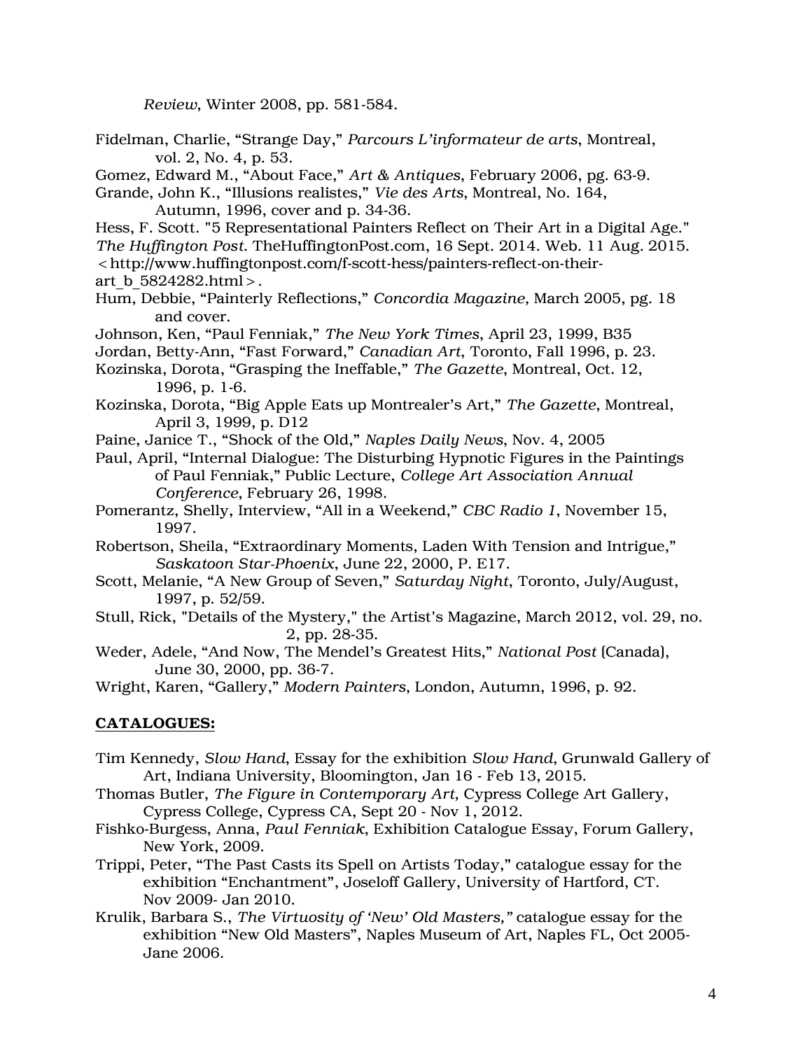*Review*, Winter 2008, pp. 581-584.

Fidelman, Charlie, “Strange Day,” *Parcours L’informateur de arts*, Montreal, vol. 2, No. 4, p. 53.

Gomez, Edward M., “About Face,” *Art & Antiques*, February 2006, pg. 63-9.

Grande, John K., “Illusions realistes,” *Vie des Arts*, Montreal, No. 164, Autumn, 1996, cover and p. 34-36.

Hess, F. Scott. "5 Representational Painters Reflect on Their Art in a Digital Age." *The Huffington Post*. TheHuffingtonPost.com, 16 Sept. 2014. Web. 11 Aug. 2015. <http://www.huffingtonpost.com/f-scott-hess/painters-reflect-on-their-art_b_5824282.html>.

Hum, Debbie, “Painterly Reflections,” *Concordia Magazine*, March 2005, pg. 18 and cover.

Johnson, Ken, “Paul Fenniak,” *The New York Times*, April 23, 1999, B35

Jordan, Betty-Ann, “Fast Forward,” *Canadian Art*, Toronto, Fall 1996, p. 23.

Kozinska, Dorota, “Grasping the Ineffable,” *The Gazette*, Montreal, Oct. 12, 1996, p. 1-6.

Kozinska, Dorota, “Big Apple Eats up Montrealer’s Art,” *The Gazette*, Montreal, April 3, 1999, p. D12

Paine, Janice T., “Shock of the Old,” *Naples Daily News*, Nov. 4, 2005

Paul, April, “Internal Dialogue: The Disturbing Hypnotic Figures in the Paintings of Paul Fenniak,” Public Lecture, *College Art Association Annual Conference*, February 26, 1998.

Pomerantz, Shelly, Interview, “All in a Weekend,” *CBC Radio 1*, November 15, 1997.

Robertson, Sheila, “Extraordinary Moments, Laden With Tension and Intrigue,” *Saskatoon Star-Phoenix*, June 22, 2000, P. E17.

Scott, Melanie, “A New Group of Seven,” *Saturday Night*, Toronto, July/August, 1997, p. 52/59.

Stull, Rick, "Details of the Mystery," the Artist's Magazine, March 2012, vol. 29, no. 2, pp. 28-35.

Weder, Adele, “And Now, The Mendel’s Greatest Hits,” *National Post* (Canada), June 30, 2000, pp. 36-7.

Wright, Karen, “Gallery,” *Modern Painters*, London, Autumn, 1996, p. 92.

## **CATALOGUES:**

Tim Kennedy, *Slow Hand*, Essay for the exhibition *Slow Hand*, Grunwald Gallery of Art, Indiana University, Bloomington, Jan 16 - Feb 13, 2015.

Thomas Butler, *The Figure in Contemporary Art*, Cypress College Art Gallery, Cypress College, Cypress CA, Sept 20 - Nov 1, 2012.

Fishko-Burgess, Anna, *Paul Fenniak*, Exhibition Catalogue Essay, Forum Gallery, New York, 2009.

Trippi, Peter, “The Past Casts its Spell on Artists Today,” catalogue essay for the exhibition “Enchantment”, Joseloff Gallery, University of Hartford, CT. Nov 2009- Jan 2010.

Krulik, Barbara S., *The Virtuosity of ‘New’ Old Masters,”* catalogue essay for the exhibition “New Old Masters”, Naples Museum of Art, Naples FL, Oct 2005-Jane 2006.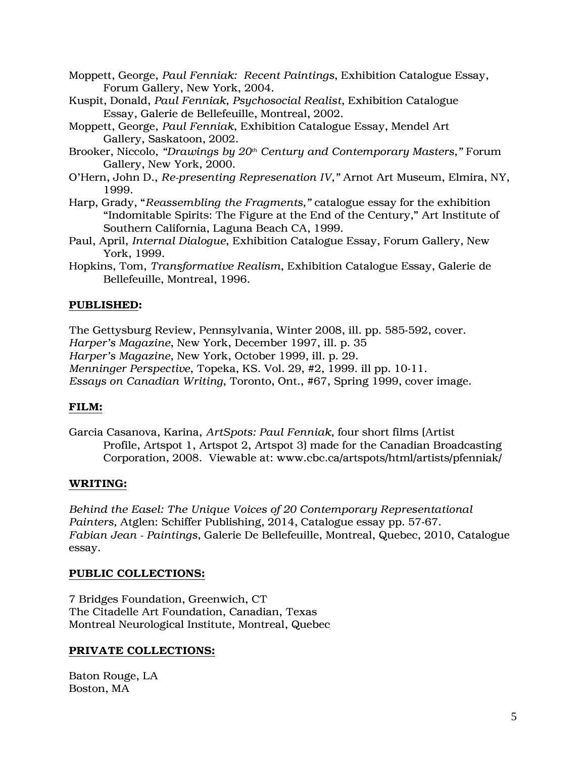Moppett, George, *Paul Fenniak: Recent Paintings*, Exhibition Catalogue Essay, Forum Gallery, New York, 2004.

Kuspit, Donald, *Paul Fenniak, Psychosocial Realist*, Exhibition Catalogue Essay, Galerie de Bellefeuille, Montreal, 2002.

Moppett, George, *Paul Fenniak*, Exhibition Catalogue Essay, Mendel Art Gallery, Saskatoon, 2002.

Brooker, Niccolo, *"Drawings by 20th Century and Contemporary Masters,"* Forum Gallery, New York, 2000.

O'Hern, John D., *Re-presenting Represenation IV,"* Arnot Art Museum, Elmira, NY, 1999.

Harp, Grady, "*Reassembling the Fragments,"* catalogue essay for the exhibition "Indomitable Spirits: The Figure at the End of the Century," Art Institute of Southern California, Laguna Beach CA, 1999.

Paul, April, *Internal Dialogue*, Exhibition Catalogue Essay, Forum Gallery, New York, 1999.

Hopkins, Tom, *Transformative Realism*, Exhibition Catalogue Essay, Galerie de Bellefeuille, Montreal, 1996.

## PUBLISHED:

The Gettysburg Review, Pennsylvania, Winter 2008, ill. pp. 585-592, cover.
*Harper's Magazine*, New York, December 1997, ill. p. 35
*Harper's Magazine*, New York, October 1999, ill. p. 29.
*Menninger Perspective*, Topeka, KS. Vol. 29, #2, 1999. ill pp. 10-11.
*Essays on Canadian Writing*, Toronto, Ont., #67, Spring 1999, cover image.

## FILM:

Garcia Casanova, Karina, *ArtSpots: Paul Fenniak*, four short films (Artist Profile, Artspot 1, Artspot 2, Artspot 3) made for the Canadian Broadcasting Corporation, 2008. Viewable at: www.cbc.ca/artspots/html/artists/pfenniak/

## WRITING:

*Behind the Easel: The Unique Voices of 20 Contemporary Representational Painters*, Atglen: Schiffer Publishing, 2014, Catalogue essay pp. 57-67.
*Fabian Jean - Paintings*, Galerie De Bellefeuille, Montreal, Quebec, 2010, Catalogue essay.

## PUBLIC COLLECTIONS:

7 Bridges Foundation, Greenwich, CT
The Citadelle Art Foundation, Canadian, Texas
Montreal Neurological Institute, Montreal, Quebec

## PRIVATE COLLECTIONS:

Baton Rouge, LA
Boston, MA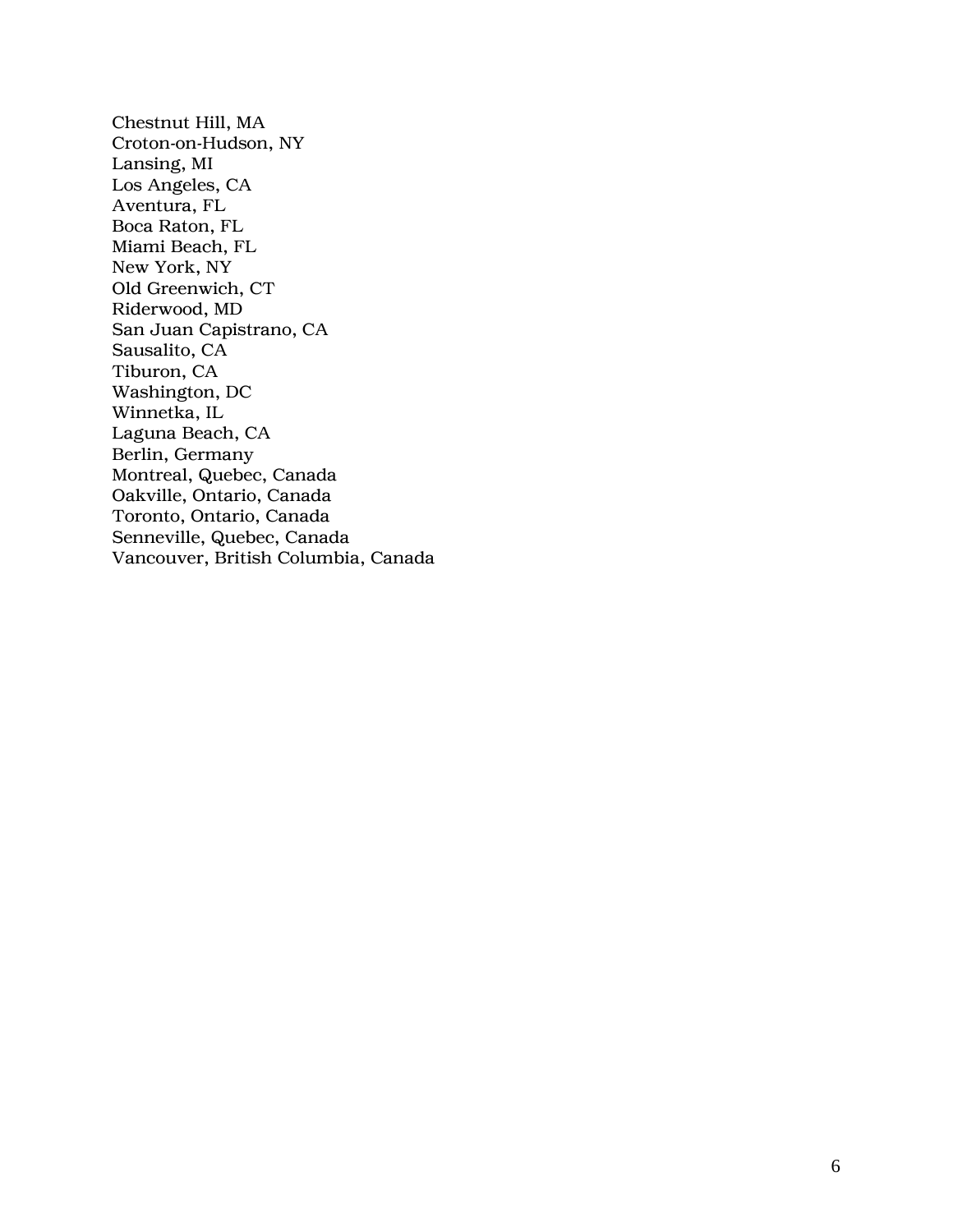Chestnut Hill, MA
Croton-on-Hudson, NY
Lansing, MI
Los Angeles, CA
Aventura, FL
Boca Raton, FL
Miami Beach, FL
New York, NY
Old Greenwich, CT
Riderwood, MD
San Juan Capistrano, CA
Sausalito, CA
Tiburon, CA
Washington, DC
Winnetka, IL
Laguna Beach, CA
Berlin, Germany
Montreal, Quebec, Canada
Oakville, Ontario, Canada
Toronto, Ontario, Canada
Senneville, Quebec, Canada
Vancouver, British Columbia, Canada